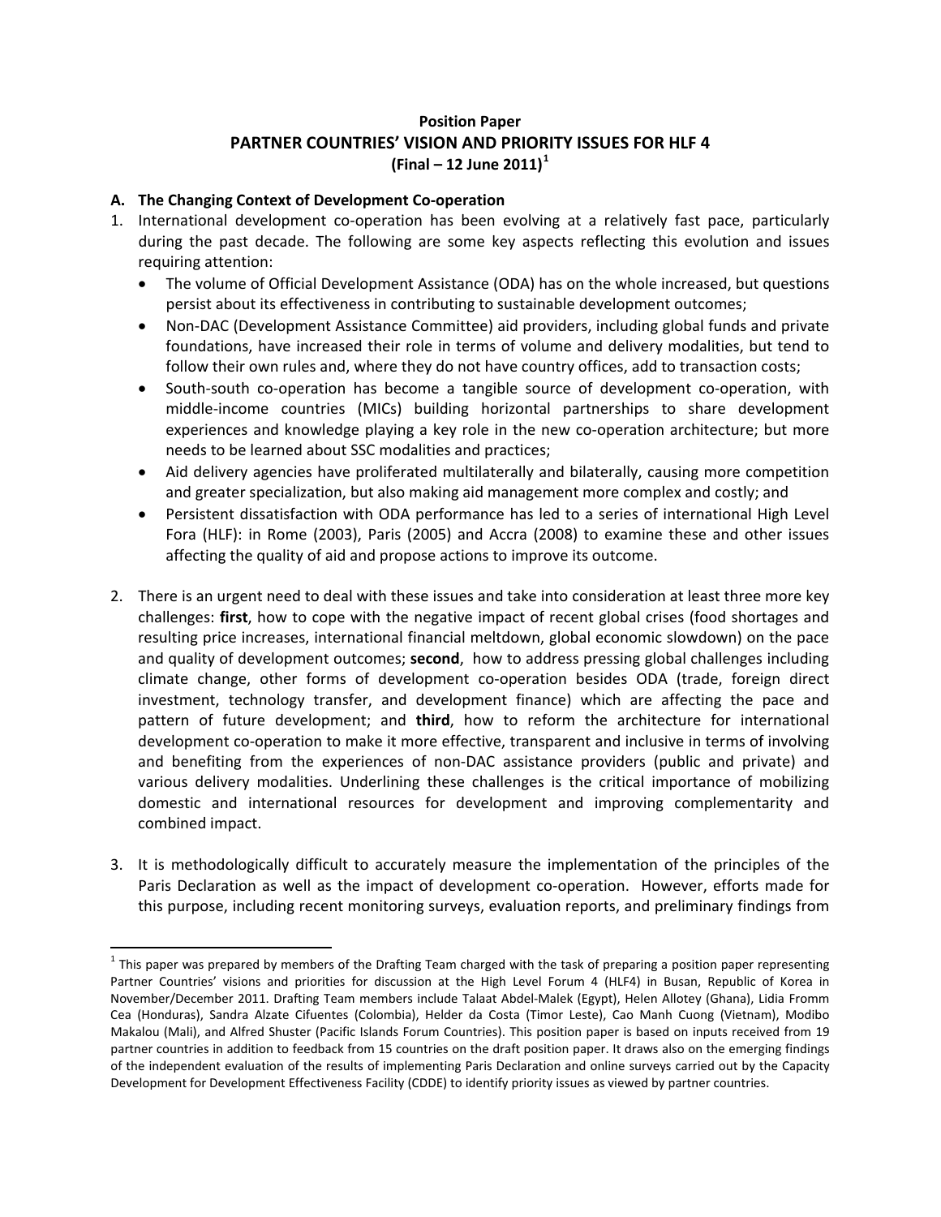**Position Paper**

# PARTNER COUNTRIES' VISION AND PRIORITY ISSUES FOR HLF 4

**(Final – 12 June 2011)[1]**

## A. The Changing Context of Development Co-operation

1. International development co-operation has been evolving at a relatively fast pace, particularly during the past decade. The following are some key aspects reflecting this evolution and issues requiring attention:
   - The volume of Official Development Assistance (ODA) has on the whole increased, but questions persist about its effectiveness in contributing to sustainable development outcomes;
   - Non-DAC (Development Assistance Committee) aid providers, including global funds and private foundations, have increased their role in terms of volume and delivery modalities, but tend to follow their own rules and, where they do not have country offices, add to transaction costs;
   - South-south co-operation has become a tangible source of development co-operation, with middle-income countries (MICs) building horizontal partnerships to share development experiences and knowledge playing a key role in the new co-operation architecture; but more needs to be learned about SSC modalities and practices;
   - Aid delivery agencies have proliferated multilaterally and bilaterally, causing more competition and greater specialization, but also making aid management more complex and costly; and
   - Persistent dissatisfaction with ODA performance has led to a series of international High Level Fora (HLF): in Rome (2003), Paris (2005) and Accra (2008) to examine these and other issues affecting the quality of aid and propose actions to improve its outcome.

2. There is an urgent need to deal with these issues and take into consideration at least three more key challenges: **first**, how to cope with the negative impact of recent global crises (food shortages and resulting price increases, international financial meltdown, global economic slowdown) on the pace and quality of development outcomes; **second**, how to address pressing global challenges including climate change, other forms of development co-operation besides ODA (trade, foreign direct investment, technology transfer, and development finance) which are affecting the pace and pattern of future development; and **third**, how to reform the architecture for international development co-operation to make it more effective, transparent and inclusive in terms of involving and benefiting from the experiences of non-DAC assistance providers (public and private) and various delivery modalities. Underlining these challenges is the critical importance of mobilizing domestic and international resources for development and improving complementarity and combined impact.

3. It is methodologically difficult to accurately measure the implementation of the principles of the Paris Declaration as well as the impact of development co-operation. However, efforts made for this purpose, including recent monitoring surveys, evaluation reports, and preliminary findings from

---

[1] This paper was prepared by members of the Drafting Team charged with the task of preparing a position paper representing Partner Countries' visions and priorities for discussion at the High Level Forum 4 (HLF4) in Busan, Republic of Korea in November/December 2011. Drafting Team members include Talaat Abdel-Malek (Egypt), Helen Allotey (Ghana), Lidia Fromm Cea (Honduras), Sandra Alzate Cifuentes (Colombia), Helder da Costa (Timor Leste), Cao Manh Cuong (Vietnam), Modibo Makalou (Mali), and Alfred Shuster (Pacific Islands Forum Countries). This position paper is based on inputs received from 19 partner countries in addition to feedback from 15 countries on the draft position paper. It draws also on the emerging findings of the independent evaluation of the results of implementing Paris Declaration and online surveys carried out by the Capacity Development for Development Effectiveness Facility (CDDE) to identify priority issues as viewed by partner countries.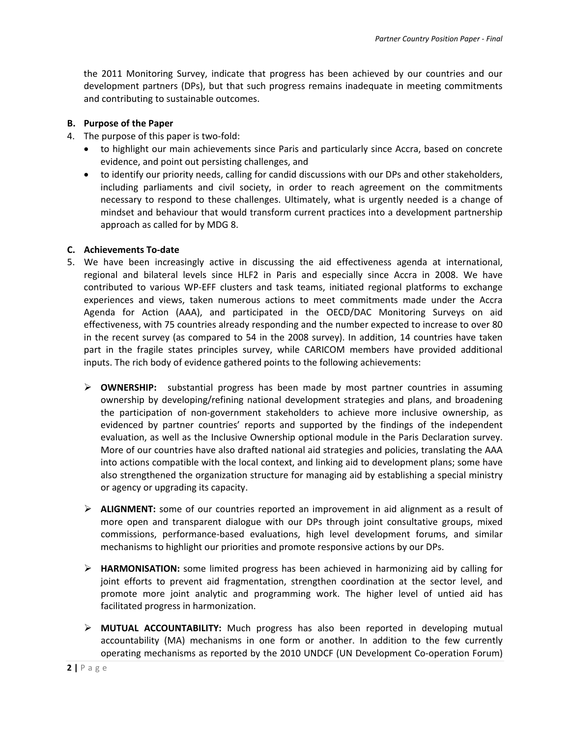the 2011 Monitoring Survey, indicate that progress has been achieved by our countries and our development partners (DPs), but that such progress remains inadequate in meeting commitments and contributing to sustainable outcomes.

**B. Purpose of the Paper**

4. The purpose of this paper is two-fold:
   - to highlight our main achievements since Paris and particularly since Accra, based on concrete evidence, and point out persisting challenges, and
   - to identify our priority needs, calling for candid discussions with our DPs and other stakeholders, including parliaments and civil society, in order to reach agreement on the commitments necessary to respond to these challenges. Ultimately, what is urgently needed is a change of mindset and behaviour that would transform current practices into a development partnership approach as called for by MDG 8.

**C. Achievements To-date**

5. We have been increasingly active in discussing the aid effectiveness agenda at international, regional and bilateral levels since HLF2 in Paris and especially since Accra in 2008. We have contributed to various WP-EFF clusters and task teams, initiated regional platforms to exchange experiences and views, taken numerous actions to meet commitments made under the Accra Agenda for Action (AAA), and participated in the OECD/DAC Monitoring Surveys on aid effectiveness, with 75 countries already responding and the number expected to increase to over 80 in the recent survey (as compared to 54 in the 2008 survey). In addition, 14 countries have taken part in the fragile states principles survey, while CARICOM members have provided additional inputs. The rich body of evidence gathered points to the following achievements:

   - **OWNERSHIP:** substantial progress has been made by most partner countries in assuming ownership by developing/refining national development strategies and plans, and broadening the participation of non-government stakeholders to achieve more inclusive ownership, as evidenced by partner countries' reports and supported by the findings of the independent evaluation, as well as the Inclusive Ownership optional module in the Paris Declaration survey. More of our countries have also drafted national aid strategies and policies, translating the AAA into actions compatible with the local context, and linking aid to development plans; some have also strengthened the organization structure for managing aid by establishing a special ministry or agency or upgrading its capacity.

   - **ALIGNMENT:** some of our countries reported an improvement in aid alignment as a result of more open and transparent dialogue with our DPs through joint consultative groups, mixed commissions, performance-based evaluations, high level development forums, and similar mechanisms to highlight our priorities and promote responsive actions by our DPs.

   - **HARMONISATION:** some limited progress has been achieved in harmonizing aid by calling for joint efforts to prevent aid fragmentation, strengthen coordination at the sector level, and promote more joint analytic and programming work. The higher level of untied aid has facilitated progress in harmonization.

   - **MUTUAL ACCOUNTABILITY:** Much progress has also been reported in developing mutual accountability (MA) mechanisms in one form or another. In addition to the few currently operating mechanisms as reported by the 2010 UNDCF (UN Development Co-operation Forum)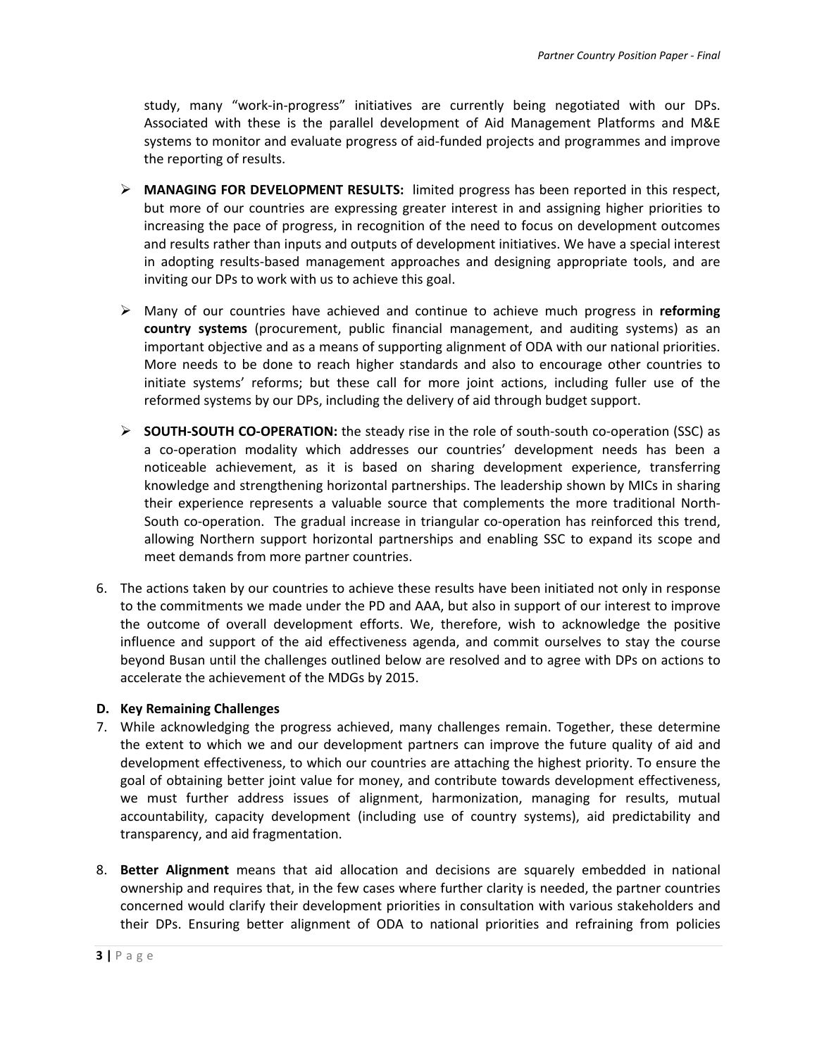study, many "work-in-progress" initiatives are currently being negotiated with our DPs. Associated with these is the parallel development of Aid Management Platforms and M&E systems to monitor and evaluate progress of aid-funded projects and programmes and improve the reporting of results.

- **MANAGING FOR DEVELOPMENT RESULTS:** limited progress has been reported in this respect, but more of our countries are expressing greater interest in and assigning higher priorities to increasing the pace of progress, in recognition of the need to focus on development outcomes and results rather than inputs and outputs of development initiatives. We have a special interest in adopting results-based management approaches and designing appropriate tools, and are inviting our DPs to work with us to achieve this goal.

- Many of our countries have achieved and continue to achieve much progress in **reforming country systems** (procurement, public financial management, and auditing systems) as an important objective and as a means of supporting alignment of ODA with our national priorities. More needs to be done to reach higher standards and also to encourage other countries to initiate systems' reforms; but these call for more joint actions, including fuller use of the reformed systems by our DPs, including the delivery of aid through budget support.

- **SOUTH-SOUTH CO-OPERATION:** the steady rise in the role of south-south co-operation (SSC) as a co-operation modality which addresses our countries' development needs has been a noticeable achievement, as it is based on sharing development experience, transferring knowledge and strengthening horizontal partnerships. The leadership shown by MICs in sharing their experience represents a valuable source that complements the more traditional North-South co-operation. The gradual increase in triangular co-operation has reinforced this trend, allowing Northern support horizontal partnerships and enabling SSC to expand its scope and meet demands from more partner countries.

6. The actions taken by our countries to achieve these results have been initiated not only in response to the commitments we made under the PD and AAA, but also in support of our interest to improve the outcome of overall development efforts. We, therefore, wish to acknowledge the positive influence and support of the aid effectiveness agenda, and commit ourselves to stay the course beyond Busan until the challenges outlined below are resolved and to agree with DPs on actions to accelerate the achievement of the MDGs by 2015.

### D. Key Remaining Challenges

7. While acknowledging the progress achieved, many challenges remain. Together, these determine the extent to which we and our development partners can improve the future quality of aid and development effectiveness, to which our countries are attaching the highest priority. To ensure the goal of obtaining better joint value for money, and contribute towards development effectiveness, we must further address issues of alignment, harmonization, managing for results, mutual accountability, capacity development (including use of country systems), aid predictability and transparency, and aid fragmentation.

8. **Better Alignment** means that aid allocation and decisions are squarely embedded in national ownership and requires that, in the few cases where further clarity is needed, the partner countries concerned would clarify their development priorities in consultation with various stakeholders and their DPs. Ensuring better alignment of ODA to national priorities and refraining from policies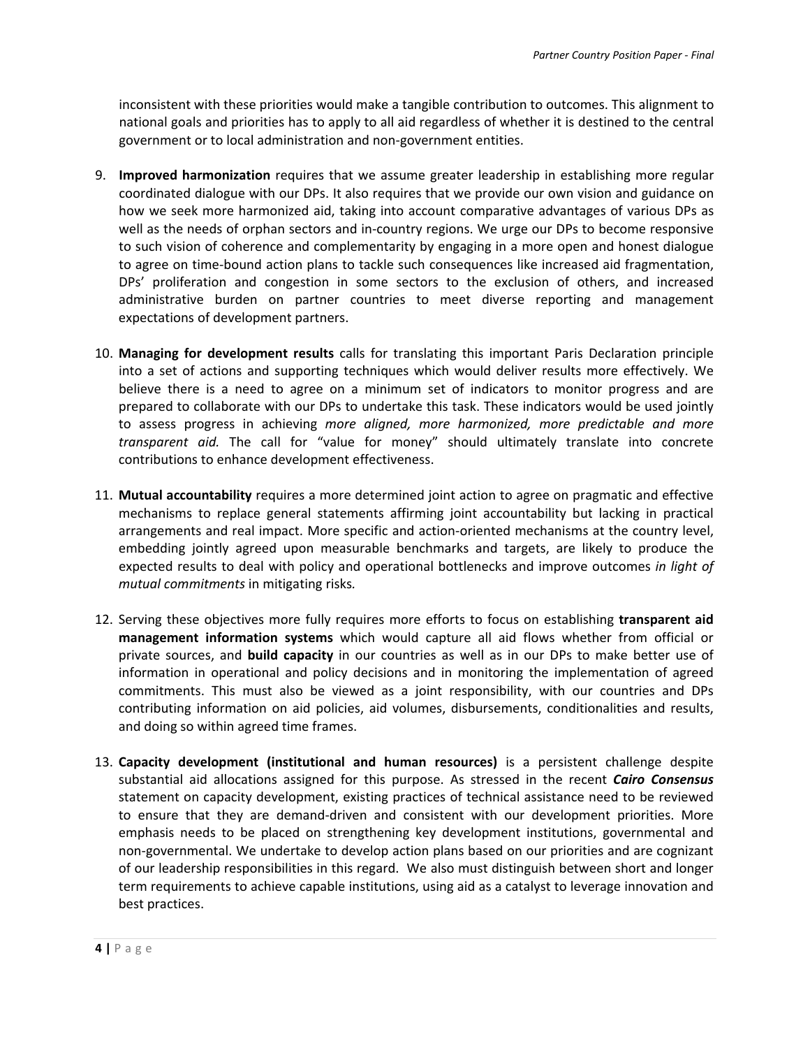inconsistent with these priorities would make a tangible contribution to outcomes. This alignment to national goals and priorities has to apply to all aid regardless of whether it is destined to the central government or to local administration and non-government entities.

9. **Improved harmonization** requires that we assume greater leadership in establishing more regular coordinated dialogue with our DPs. It also requires that we provide our own vision and guidance on how we seek more harmonized aid, taking into account comparative advantages of various DPs as well as the needs of orphan sectors and in-country regions. We urge our DPs to become responsive to such vision of coherence and complementarity by engaging in a more open and honest dialogue to agree on time-bound action plans to tackle such consequences like increased aid fragmentation, DPs' proliferation and congestion in some sectors to the exclusion of others, and increased administrative burden on partner countries to meet diverse reporting and management expectations of development partners.

10. **Managing for development results** calls for translating this important Paris Declaration principle into a set of actions and supporting techniques which would deliver results more effectively. We believe there is a need to agree on a minimum set of indicators to monitor progress and are prepared to collaborate with our DPs to undertake this task. These indicators would be used jointly to assess progress in achieving *more aligned, more harmonized, more predictable and more transparent aid.* The call for "value for money" should ultimately translate into concrete contributions to enhance development effectiveness.

11. **Mutual accountability** requires a more determined joint action to agree on pragmatic and effective mechanisms to replace general statements affirming joint accountability but lacking in practical arrangements and real impact. More specific and action-oriented mechanisms at the country level, embedding jointly agreed upon measurable benchmarks and targets, are likely to produce the expected results to deal with policy and operational bottlenecks and improve outcomes *in light of mutual commitments* in mitigating risks.

12. Serving these objectives more fully requires more efforts to focus on establishing **transparent aid management information systems** which would capture all aid flows whether from official or private sources, and **build capacity** in our countries as well as in our DPs to make better use of information in operational and policy decisions and in monitoring the implementation of agreed commitments. This must also be viewed as a joint responsibility, with our countries and DPs contributing information on aid policies, aid volumes, disbursements, conditionalities and results, and doing so within agreed time frames.

13. **Capacity development (institutional and human resources)** is a persistent challenge despite substantial aid allocations assigned for this purpose. As stressed in the recent ***Cairo Consensus*** statement on capacity development, existing practices of technical assistance need to be reviewed to ensure that they are demand-driven and consistent with our development priorities. More emphasis needs to be placed on strengthening key development institutions, governmental and non-governmental. We undertake to develop action plans based on our priorities and are cognizant of our leadership responsibilities in this regard. We also must distinguish between short and longer term requirements to achieve capable institutions, using aid as a catalyst to leverage innovation and best practices.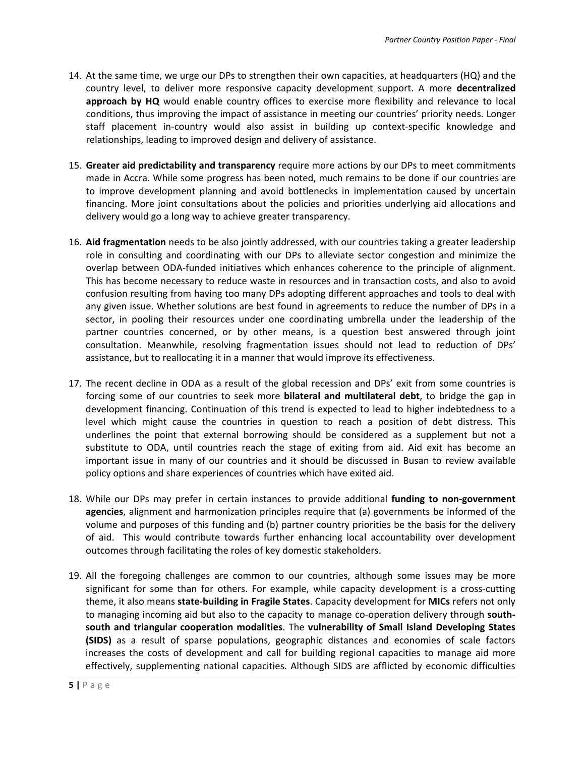14. At the same time, we urge our DPs to strengthen their own capacities, at headquarters (HQ) and the country level, to deliver more responsive capacity development support. A more **decentralized approach by HQ** would enable country offices to exercise more flexibility and relevance to local conditions, thus improving the impact of assistance in meeting our countries' priority needs. Longer staff placement in-country would also assist in building up context-specific knowledge and relationships, leading to improved design and delivery of assistance.

15. **Greater aid predictability and transparency** require more actions by our DPs to meet commitments made in Accra. While some progress has been noted, much remains to be done if our countries are to improve development planning and avoid bottlenecks in implementation caused by uncertain financing. More joint consultations about the policies and priorities underlying aid allocations and delivery would go a long way to achieve greater transparency.

16. **Aid fragmentation** needs to be also jointly addressed, with our countries taking a greater leadership role in consulting and coordinating with our DPs to alleviate sector congestion and minimize the overlap between ODA-funded initiatives which enhances coherence to the principle of alignment. This has become necessary to reduce waste in resources and in transaction costs, and also to avoid confusion resulting from having too many DPs adopting different approaches and tools to deal with any given issue. Whether solutions are best found in agreements to reduce the number of DPs in a sector, in pooling their resources under one coordinating umbrella under the leadership of the partner countries concerned, or by other means, is a question best answered through joint consultation. Meanwhile, resolving fragmentation issues should not lead to reduction of DPs' assistance, but to reallocating it in a manner that would improve its effectiveness.

17. The recent decline in ODA as a result of the global recession and DPs' exit from some countries is forcing some of our countries to seek more **bilateral and multilateral debt**, to bridge the gap in development financing. Continuation of this trend is expected to lead to higher indebtedness to a level which might cause the countries in question to reach a position of debt distress. This underlines the point that external borrowing should be considered as a supplement but not a substitute to ODA, until countries reach the stage of exiting from aid. Aid exit has become an important issue in many of our countries and it should be discussed in Busan to review available policy options and share experiences of countries which have exited aid.

18. While our DPs may prefer in certain instances to provide additional **funding to non-government agencies**, alignment and harmonization principles require that (a) governments be informed of the volume and purposes of this funding and (b) partner country priorities be the basis for the delivery of aid. This would contribute towards further enhancing local accountability over development outcomes through facilitating the roles of key domestic stakeholders.

19. All the foregoing challenges are common to our countries, although some issues may be more significant for some than for others. For example, while capacity development is a cross-cutting theme, it also means **state-building in Fragile States**. Capacity development for **MICs** refers not only to managing incoming aid but also to the capacity to manage co-operation delivery through **south-south and triangular cooperation modalities**. The **vulnerability of Small Island Developing States (SIDS)** as a result of sparse populations, geographic distances and economies of scale factors increases the costs of development and call for building regional capacities to manage aid more effectively, supplementing national capacities. Although SIDS are afflicted by economic difficulties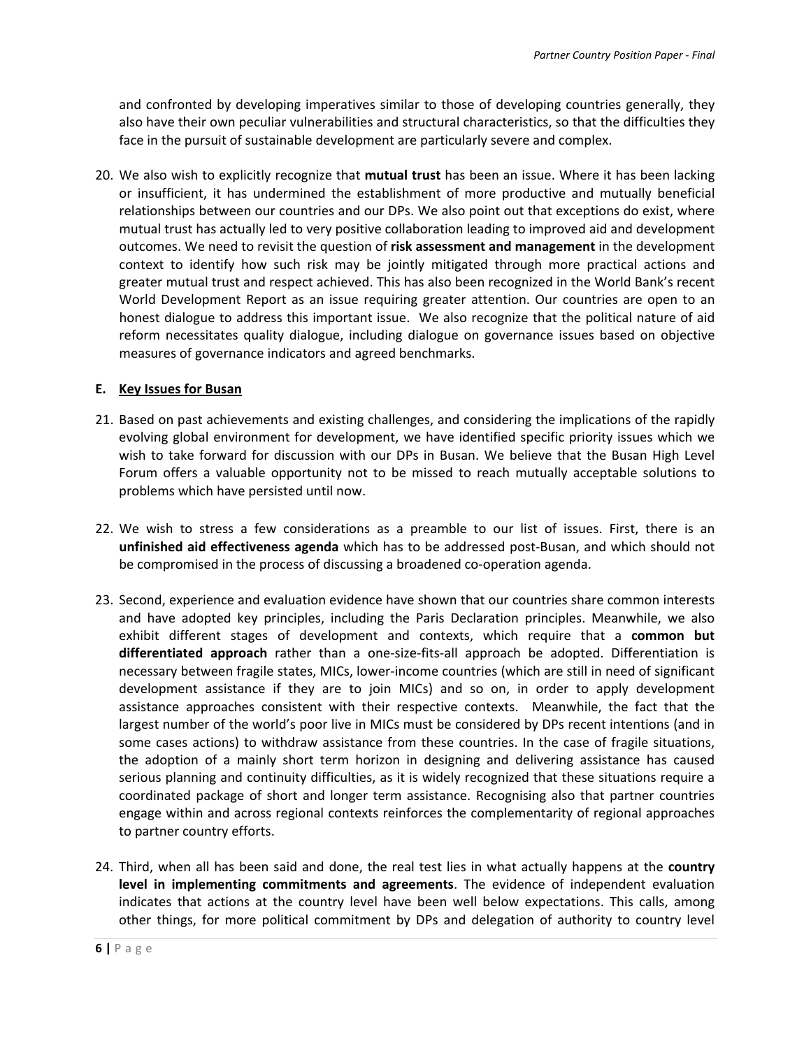and confronted by developing imperatives similar to those of developing countries generally, they also have their own peculiar vulnerabilities and structural characteristics, so that the difficulties they face in the pursuit of sustainable development are particularly severe and complex.

20. We also wish to explicitly recognize that **mutual trust** has been an issue. Where it has been lacking or insufficient, it has undermined the establishment of more productive and mutually beneficial relationships between our countries and our DPs. We also point out that exceptions do exist, where mutual trust has actually led to very positive collaboration leading to improved aid and development outcomes. We need to revisit the question of **risk assessment and management** in the development context to identify how such risk may be jointly mitigated through more practical actions and greater mutual trust and respect achieved. This has also been recognized in the World Bank's recent World Development Report as an issue requiring greater attention. Our countries are open to an honest dialogue to address this important issue. We also recognize that the political nature of aid reform necessitates quality dialogue, including dialogue on governance issues based on objective measures of governance indicators and agreed benchmarks.

## E. Key Issues for Busan

21. Based on past achievements and existing challenges, and considering the implications of the rapidly evolving global environment for development, we have identified specific priority issues which we wish to take forward for discussion with our DPs in Busan. We believe that the Busan High Level Forum offers a valuable opportunity not to be missed to reach mutually acceptable solutions to problems which have persisted until now.

22. We wish to stress a few considerations as a preamble to our list of issues. First, there is an **unfinished aid effectiveness agenda** which has to be addressed post-Busan, and which should not be compromised in the process of discussing a broadened co-operation agenda.

23. Second, experience and evaluation evidence have shown that our countries share common interests and have adopted key principles, including the Paris Declaration principles. Meanwhile, we also exhibit different stages of development and contexts, which require that a **common but differentiated approach** rather than a one-size-fits-all approach be adopted. Differentiation is necessary between fragile states, MICs, lower-income countries (which are still in need of significant development assistance if they are to join MICs) and so on, in order to apply development assistance approaches consistent with their respective contexts. Meanwhile, the fact that the largest number of the world's poor live in MICs must be considered by DPs recent intentions (and in some cases actions) to withdraw assistance from these countries. In the case of fragile situations, the adoption of a mainly short term horizon in designing and delivering assistance has caused serious planning and continuity difficulties, as it is widely recognized that these situations require a coordinated package of short and longer term assistance. Recognising also that partner countries engage within and across regional contexts reinforces the complementarity of regional approaches to partner country efforts.

24. Third, when all has been said and done, the real test lies in what actually happens at the **country level in implementing commitments and agreements**. The evidence of independent evaluation indicates that actions at the country level have been well below expectations. This calls, among other things, for more political commitment by DPs and delegation of authority to country level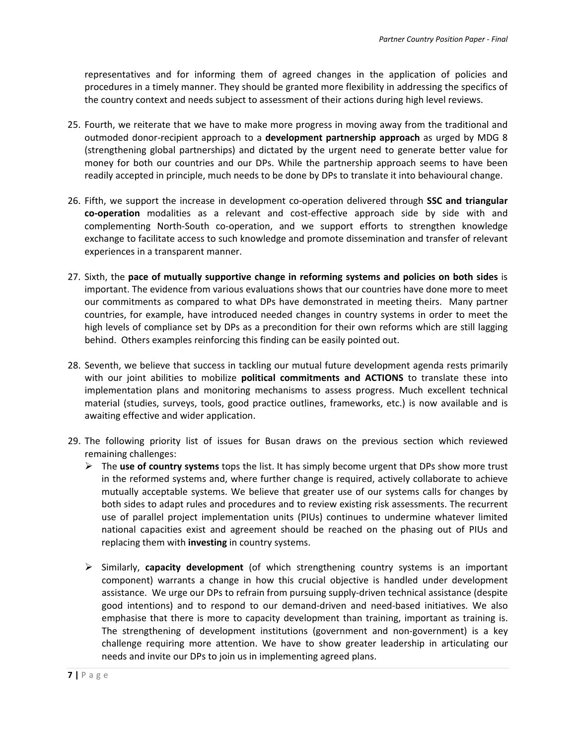representatives and for informing them of agreed changes in the application of policies and procedures in a timely manner. They should be granted more flexibility in addressing the specifics of the country context and needs subject to assessment of their actions during high level reviews.

25. Fourth, we reiterate that we have to make more progress in moving away from the traditional and outmoded donor-recipient approach to a **development partnership approach** as urged by MDG 8 (strengthening global partnerships) and dictated by the urgent need to generate better value for money for both our countries and our DPs. While the partnership approach seems to have been readily accepted in principle, much needs to be done by DPs to translate it into behavioural change.

26. Fifth, we support the increase in development co-operation delivered through **SSC and triangular co-operation** modalities as a relevant and cost-effective approach side by side with and complementing North-South co-operation, and we support efforts to strengthen knowledge exchange to facilitate access to such knowledge and promote dissemination and transfer of relevant experiences in a transparent manner.

27. Sixth, the **pace of mutually supportive change in reforming systems and policies on both sides** is important. The evidence from various evaluations shows that our countries have done more to meet our commitments as compared to what DPs have demonstrated in meeting theirs. Many partner countries, for example, have introduced needed changes in country systems in order to meet the high levels of compliance set by DPs as a precondition for their own reforms which are still lagging behind. Others examples reinforcing this finding can be easily pointed out.

28. Seventh, we believe that success in tackling our mutual future development agenda rests primarily with our joint abilities to mobilize **political commitments and ACTIONS** to translate these into implementation plans and monitoring mechanisms to assess progress. Much excellent technical material (studies, surveys, tools, good practice outlines, frameworks, etc.) is now available and is awaiting effective and wider application.

29. The following priority list of issues for Busan draws on the previous section which reviewed remaining challenges:
    - The **use of country systems** tops the list. It has simply become urgent that DPs show more trust in the reformed systems and, where further change is required, actively collaborate to achieve mutually acceptable systems. We believe that greater use of our systems calls for changes by both sides to adapt rules and procedures and to review existing risk assessments. The recurrent use of parallel project implementation units (PIUs) continues to undermine whatever limited national capacities exist and agreement should be reached on the phasing out of PIUs and replacing them with **investing** in country systems.

    - Similarly, **capacity development** (of which strengthening country systems is an important component) warrants a change in how this crucial objective is handled under development assistance. We urge our DPs to refrain from pursuing supply-driven technical assistance (despite good intentions) and to respond to our demand-driven and need-based initiatives. We also emphasise that there is more to capacity development than training, important as training is. The strengthening of development institutions (government and non-government) is a key challenge requiring more attention. We have to show greater leadership in articulating our needs and invite our DPs to join us in implementing agreed plans.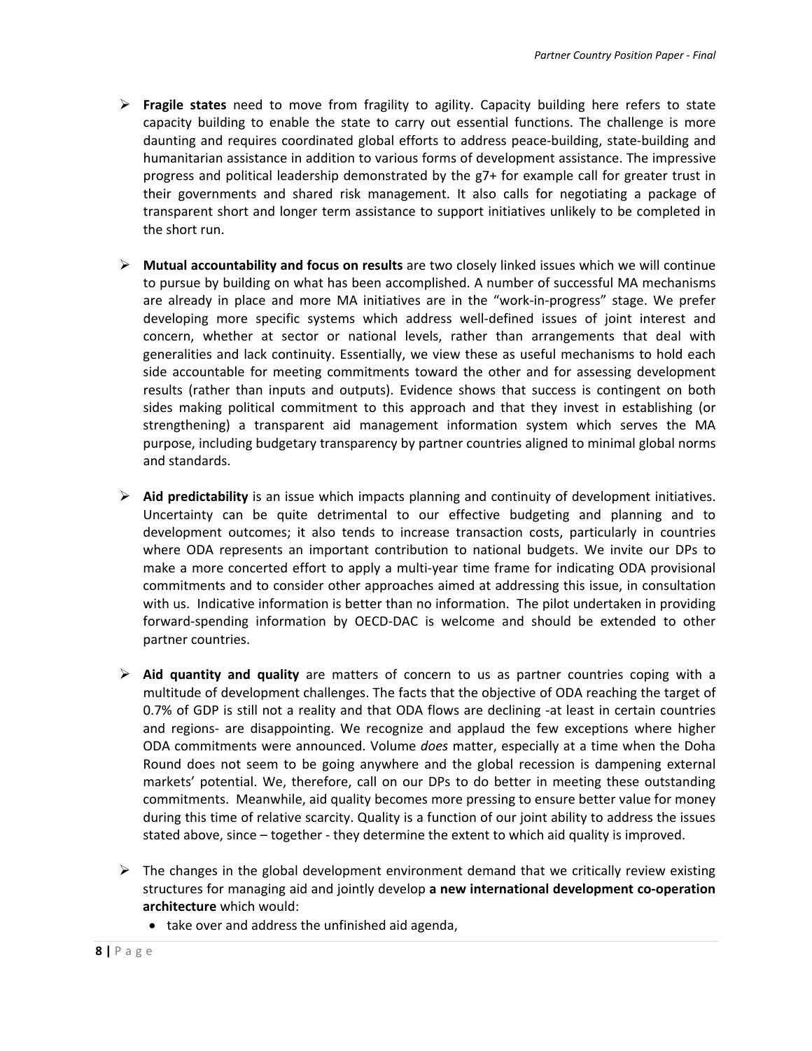- **Fragile states** need to move from fragility to agility. Capacity building here refers to state capacity building to enable the state to carry out essential functions. The challenge is more daunting and requires coordinated global efforts to address peace-building, state-building and humanitarian assistance in addition to various forms of development assistance. The impressive progress and political leadership demonstrated by the g7+ for example call for greater trust in their governments and shared risk management. It also calls for negotiating a package of transparent short and longer term assistance to support initiatives unlikely to be completed in the short run.

- **Mutual accountability and focus on results** are two closely linked issues which we will continue to pursue by building on what has been accomplished. A number of successful MA mechanisms are already in place and more MA initiatives are in the "work-in-progress" stage. We prefer developing more specific systems which address well-defined issues of joint interest and concern, whether at sector or national levels, rather than arrangements that deal with generalities and lack continuity. Essentially, we view these as useful mechanisms to hold each side accountable for meeting commitments toward the other and for assessing development results (rather than inputs and outputs). Evidence shows that success is contingent on both sides making political commitment to this approach and that they invest in establishing (or strengthening) a transparent aid management information system which serves the MA purpose, including budgetary transparency by partner countries aligned to minimal global norms and standards.

- **Aid predictability** is an issue which impacts planning and continuity of development initiatives. Uncertainty can be quite detrimental to our effective budgeting and planning and to development outcomes; it also tends to increase transaction costs, particularly in countries where ODA represents an important contribution to national budgets. We invite our DPs to make a more concerted effort to apply a multi-year time frame for indicating ODA provisional commitments and to consider other approaches aimed at addressing this issue, in consultation with us. Indicative information is better than no information. The pilot undertaken in providing forward-spending information by OECD-DAC is welcome and should be extended to other partner countries.

- **Aid quantity and quality** are matters of concern to us as partner countries coping with a multitude of development challenges. The facts that the objective of ODA reaching the target of 0.7% of GDP is still not a reality and that ODA flows are declining -at least in certain countries and regions- are disappointing. We recognize and applaud the few exceptions where higher ODA commitments were announced. Volume *does* matter, especially at a time when the Doha Round does not seem to be going anywhere and the global recession is dampening external markets' potential. We, therefore, call on our DPs to do better in meeting these outstanding commitments. Meanwhile, aid quality becomes more pressing to ensure better value for money during this time of relative scarcity. Quality is a function of our joint ability to address the issues stated above, since – together - they determine the extent to which aid quality is improved.

- The changes in the global development environment demand that we critically review existing structures for managing aid and jointly develop **a new international development co-operation architecture** which would:
  - take over and address the unfinished aid agenda,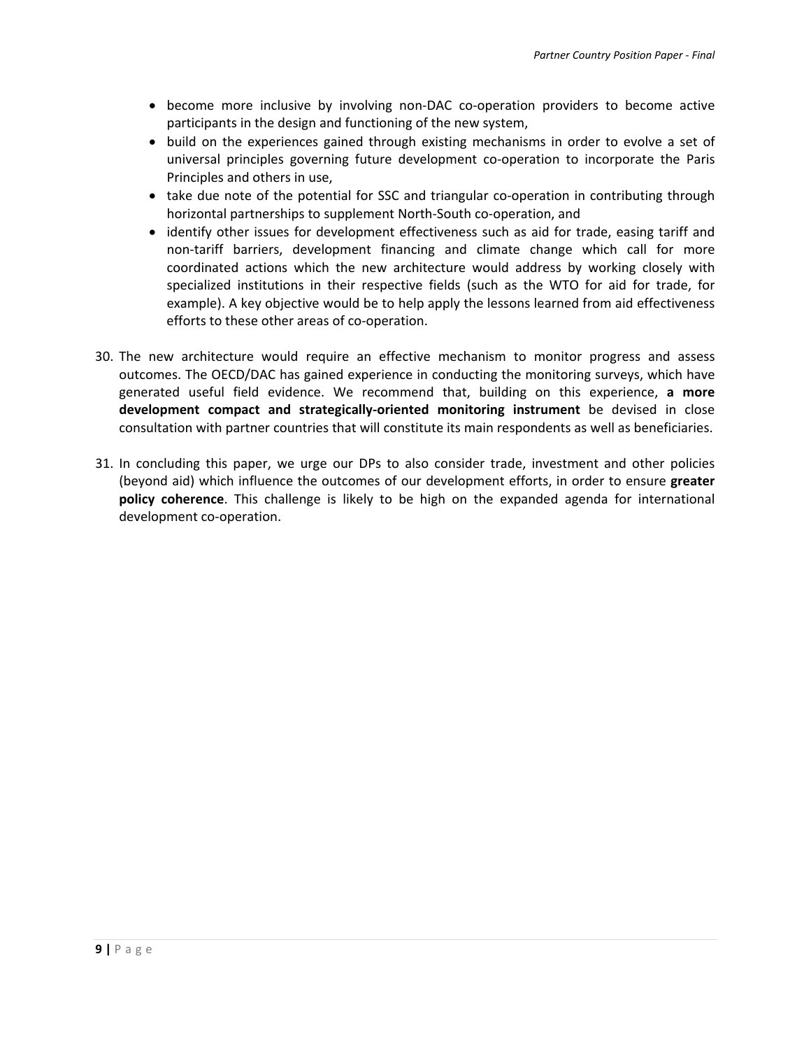- become more inclusive by involving non-DAC co-operation providers to become active participants in the design and functioning of the new system,
- build on the experiences gained through existing mechanisms in order to evolve a set of universal principles governing future development co-operation to incorporate the Paris Principles and others in use,
- take due note of the potential for SSC and triangular co-operation in contributing through horizontal partnerships to supplement North-South co-operation, and
- identify other issues for development effectiveness such as aid for trade, easing tariff and non-tariff barriers, development financing and climate change which call for more coordinated actions which the new architecture would address by working closely with specialized institutions in their respective fields (such as the WTO for aid for trade, for example). A key objective would be to help apply the lessons learned from aid effectiveness efforts to these other areas of co-operation.

30. The new architecture would require an effective mechanism to monitor progress and assess outcomes. The OECD/DAC has gained experience in conducting the monitoring surveys, which have generated useful field evidence. We recommend that, building on this experience, **a more development compact and strategically-oriented monitoring instrument** be devised in close consultation with partner countries that will constitute its main respondents as well as beneficiaries.

31. In concluding this paper, we urge our DPs to also consider trade, investment and other policies (beyond aid) which influence the outcomes of our development efforts, in order to ensure **greater policy coherence**. This challenge is likely to be high on the expanded agenda for international development co-operation.